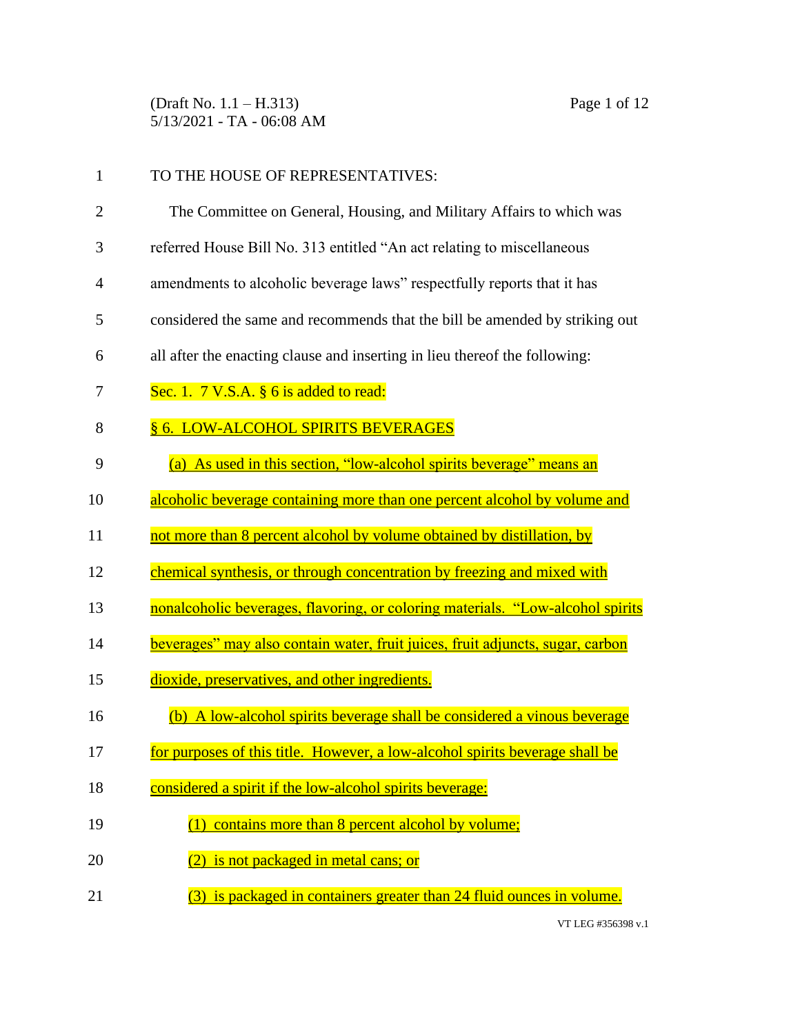TO THE HOUSE OF REPRESENTATIVES:

The Committee on General, Housing, and Military Affairs to which was referred House Bill No. 313 entitled "An act relating to miscellaneous amendments to alcoholic beverage laws" respectfully reports that it has considered the same and recommends that the bill be amended by striking out all after the enacting clause and inserting in lieu thereof the following:

Sec. 1. 7 V.S.A. § 6 is added to read:

§ 6. LOW-ALCOHOL SPIRITS BEVERAGES

(a) As used in this section, "low-alcohol spirits beverage" means an alcoholic beverage containing more than one percent alcohol by volume and not more than 8 percent alcohol by volume obtained by distillation, by chemical synthesis, or through concentration by freezing and mixed with nonalcoholic beverages, flavoring, or coloring materials. "Low-alcohol spirits beverages" may also contain water, fruit juices, fruit adjuncts, sugar, carbon dioxide, preservatives, and other ingredients.

(b) A low-alcohol spirits beverage shall be considered a vinous beverage for purposes of this title. However, a low-alcohol spirits beverage shall be considered a spirit if the low-alcohol spirits beverage:

(1) contains more than 8 percent alcohol by volume;

(2) is not packaged in metal cans; or

(3) is packaged in containers greater than 24 fluid ounces in volume.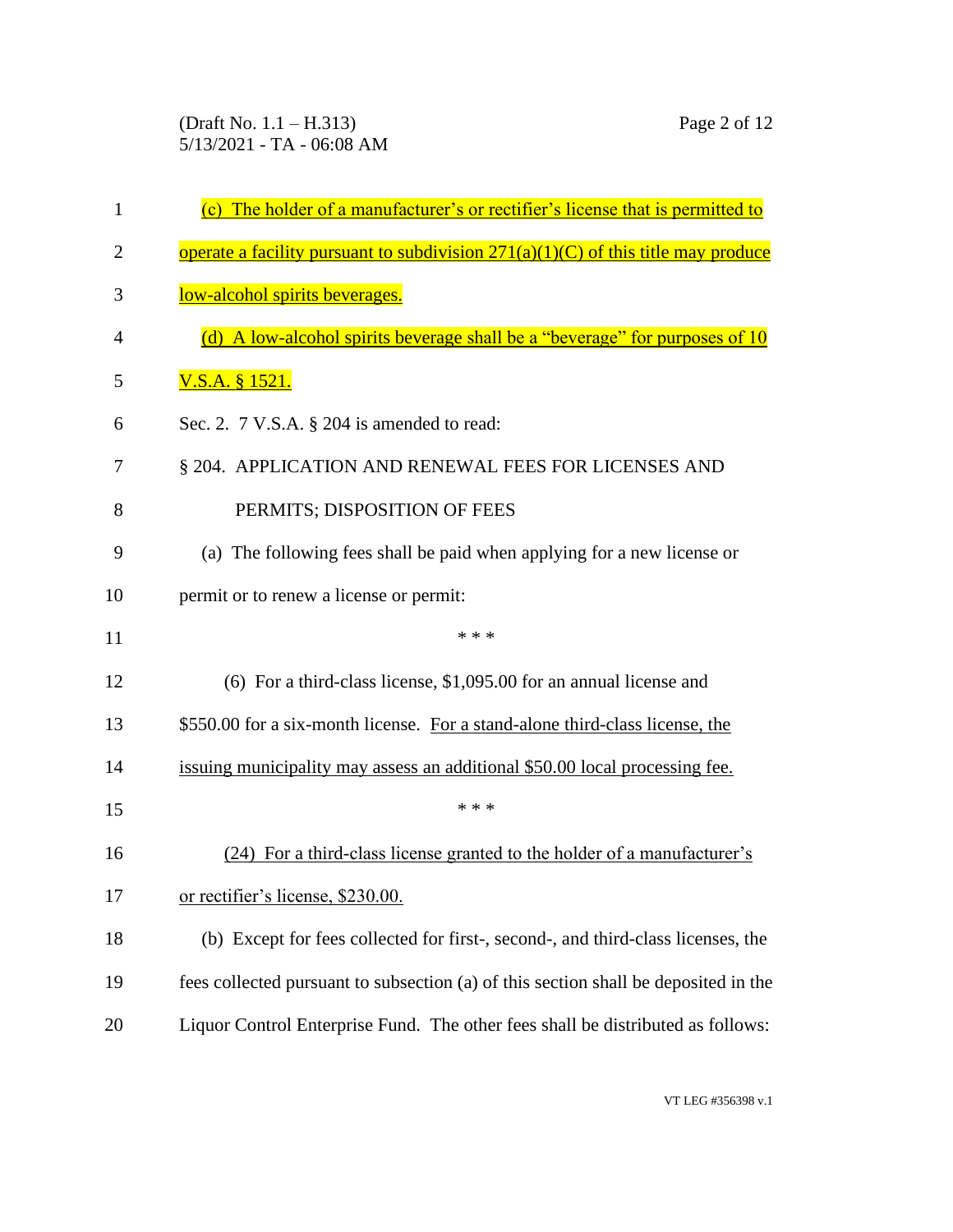(c) The holder of a manufacturer's or rectifier's license that is permitted to operate a facility pursuant to subdivision 271(a)(1)(C) of this title may produce low-alcohol spirits beverages.

(d) A low-alcohol spirits beverage shall be a "beverage" for purposes of 10 V.S.A. § 1521.

Sec. 2. 7 V.S.A. § 204 is amended to read:

§ 204. APPLICATION AND RENEWAL FEES FOR LICENSES AND PERMITS; DISPOSITION OF FEES

(a) The following fees shall be paid when applying for a new license or permit or to renew a license or permit:

\* \* \*

(6) For a third-class license, $1,095.00 for an annual license and $550.00 for a six-month license. For a stand-alone third-class license, the issuing municipality may assess an additional $50.00 local processing fee.

\* \* \*

(24) For a third-class license granted to the holder of a manufacturer's or rectifier's license, $230.00.

(b) Except for fees collected for first-, second-, and third-class licenses, the fees collected pursuant to subsection (a) of this section shall be deposited in the Liquor Control Enterprise Fund. The other fees shall be distributed as follows: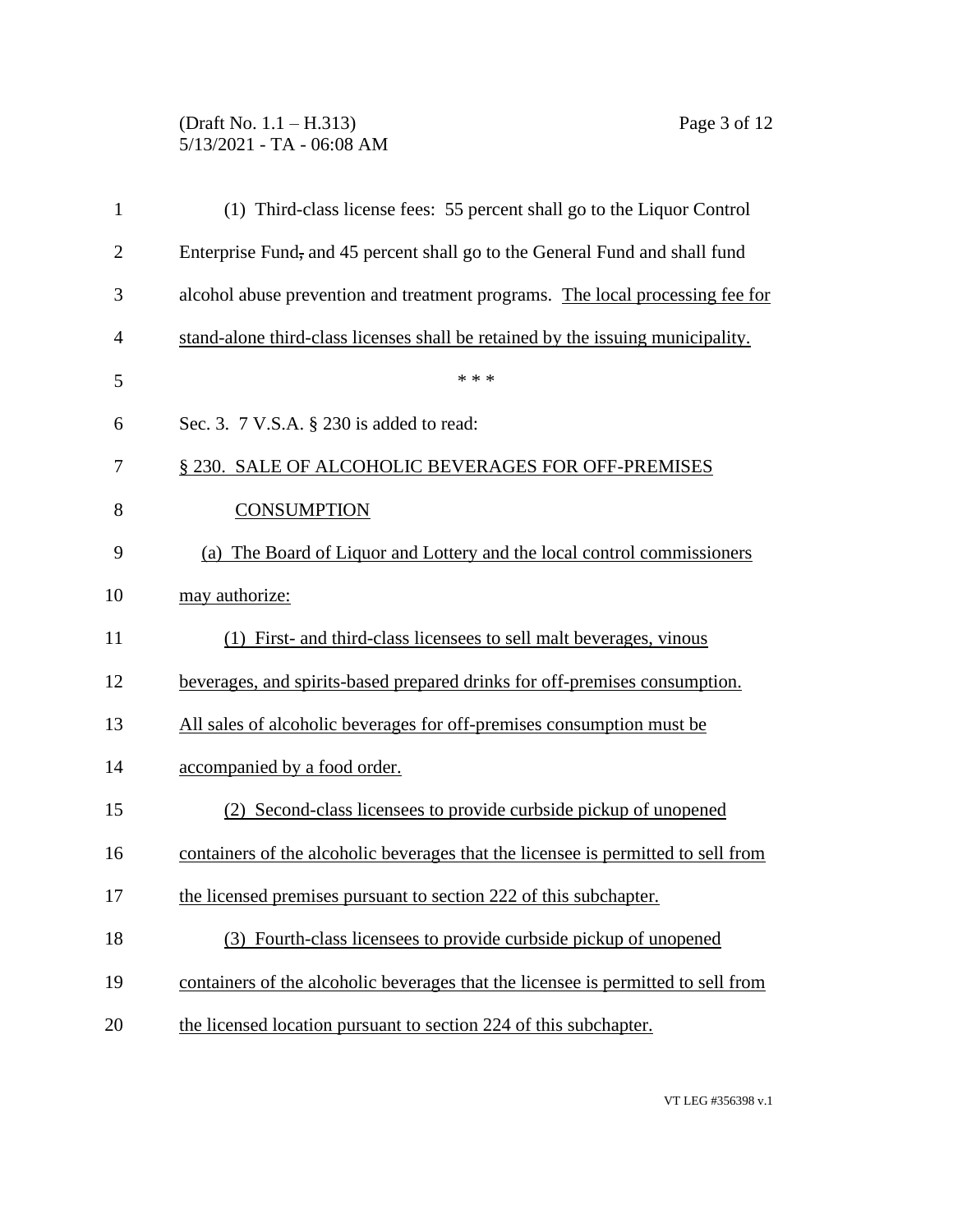(1) Third-class license fees: 55 percent shall go to the Liquor Control Enterprise Fund, and 45 percent shall go to the General Fund and shall fund alcohol abuse prevention and treatment programs. The local processing fee for stand-alone third-class licenses shall be retained by the issuing municipality.

\* \* \*

Sec. 3. 7 V.S.A. § 230 is added to read:

§ 230. SALE OF ALCOHOLIC BEVERAGES FOR OFF-PREMISES CONSUMPTION

(a) The Board of Liquor and Lottery and the local control commissioners may authorize:

(1) First- and third-class licensees to sell malt beverages, vinous beverages, and spirits-based prepared drinks for off-premises consumption. All sales of alcoholic beverages for off-premises consumption must be accompanied by a food order.

(2) Second-class licensees to provide curbside pickup of unopened containers of the alcoholic beverages that the licensee is permitted to sell from the licensed premises pursuant to section 222 of this subchapter.

(3) Fourth-class licensees to provide curbside pickup of unopened containers of the alcoholic beverages that the licensee is permitted to sell from the licensed location pursuant to section 224 of this subchapter.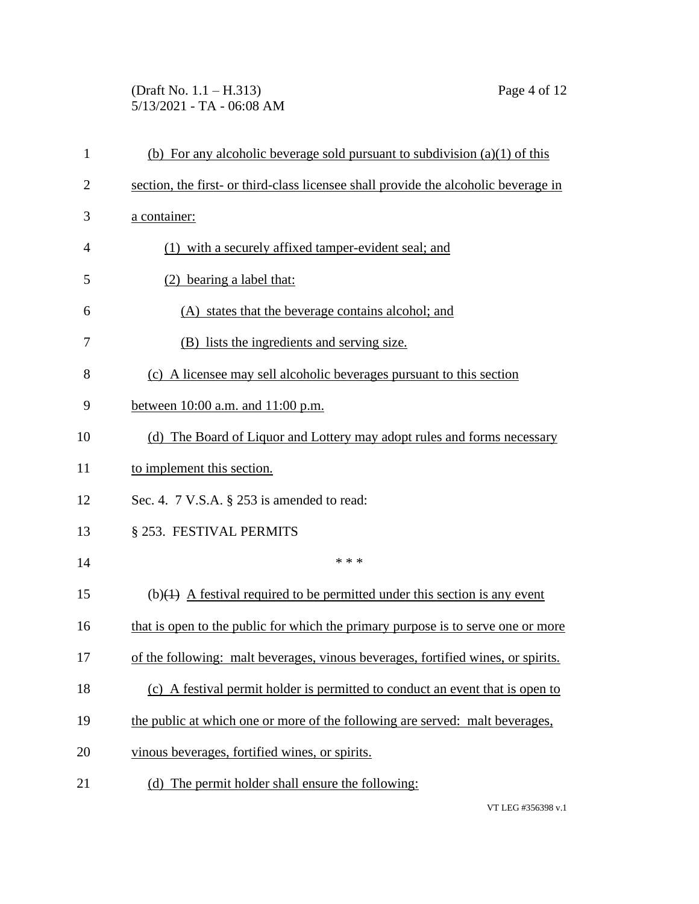(b) For any alcoholic beverage sold pursuant to subdivision (a)(1) of this section, the first- or third-class licensee shall provide the alcoholic beverage in a container:

(1) with a securely affixed tamper-evident seal; and

(2) bearing a label that:

(A) states that the beverage contains alcohol; and

(B) lists the ingredients and serving size.

(c) A licensee may sell alcoholic beverages pursuant to this section between 10:00 a.m. and 11:00 p.m.

(d) The Board of Liquor and Lottery may adopt rules and forms necessary to implement this section.

Sec. 4. 7 V.S.A. § 253 is amended to read:

§ 253. FESTIVAL PERMITS

\* \* \*

(b)~~(1)~~ A festival required to be permitted under this section is any event that is open to the public for which the primary purpose is to serve one or more of the following: malt beverages, vinous beverages, fortified wines, or spirits.

(c) A festival permit holder is permitted to conduct an event that is open to the public at which one or more of the following are served: malt beverages, vinous beverages, fortified wines, or spirits.

(d) The permit holder shall ensure the following: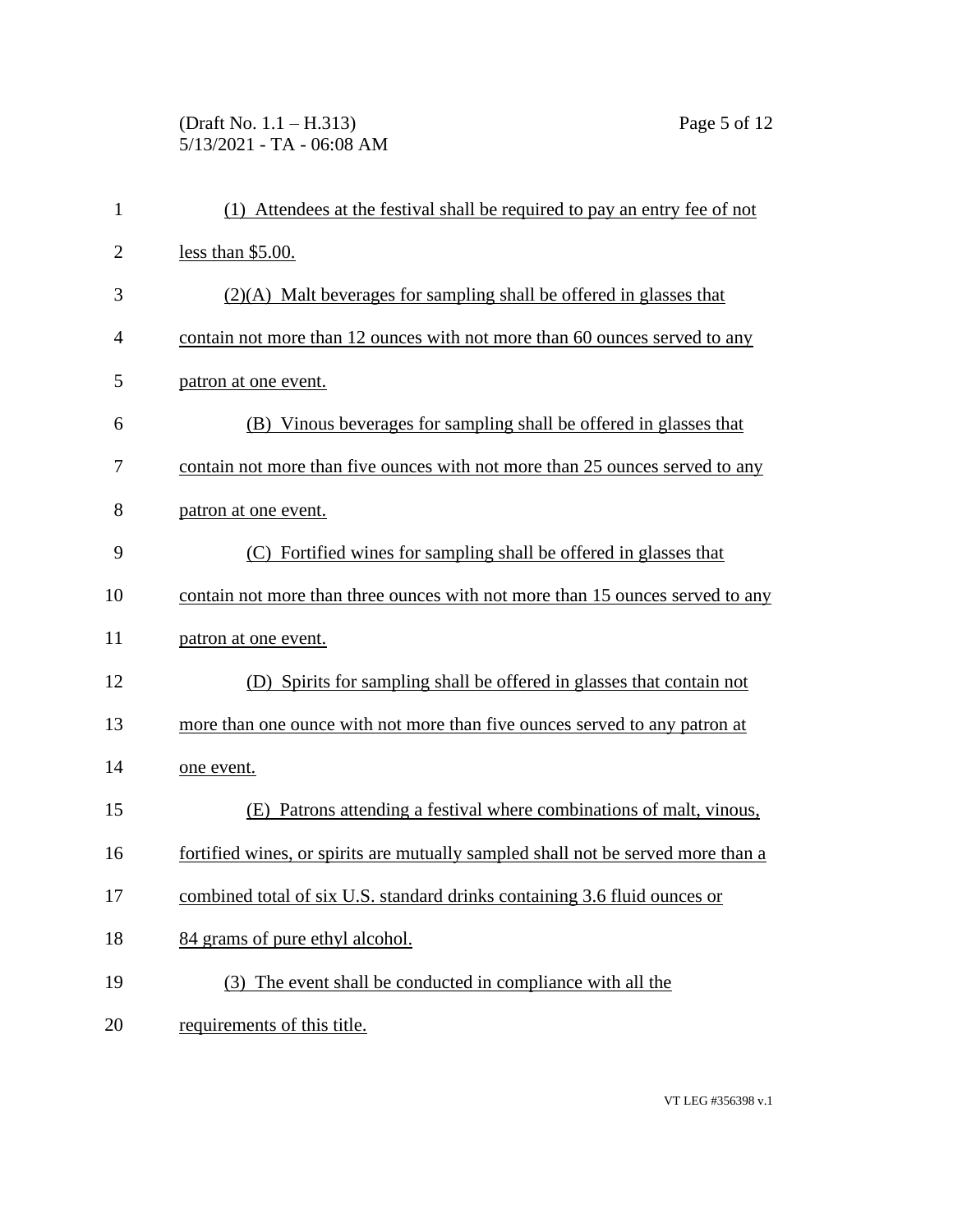(1) Attendees at the festival shall be required to pay an entry fee of not less than $5.00.

(2)(A) Malt beverages for sampling shall be offered in glasses that contain not more than 12 ounces with not more than 60 ounces served to any patron at one event.

(B) Vinous beverages for sampling shall be offered in glasses that contain not more than five ounces with not more than 25 ounces served to any patron at one event.

(C) Fortified wines for sampling shall be offered in glasses that contain not more than three ounces with not more than 15 ounces served to any patron at one event.

(D) Spirits for sampling shall be offered in glasses that contain not more than one ounce with not more than five ounces served to any patron at one event.

(E) Patrons attending a festival where combinations of malt, vinous, fortified wines, or spirits are mutually sampled shall not be served more than a combined total of six U.S. standard drinks containing 3.6 fluid ounces or 84 grams of pure ethyl alcohol.

(3) The event shall be conducted in compliance with all the requirements of this title.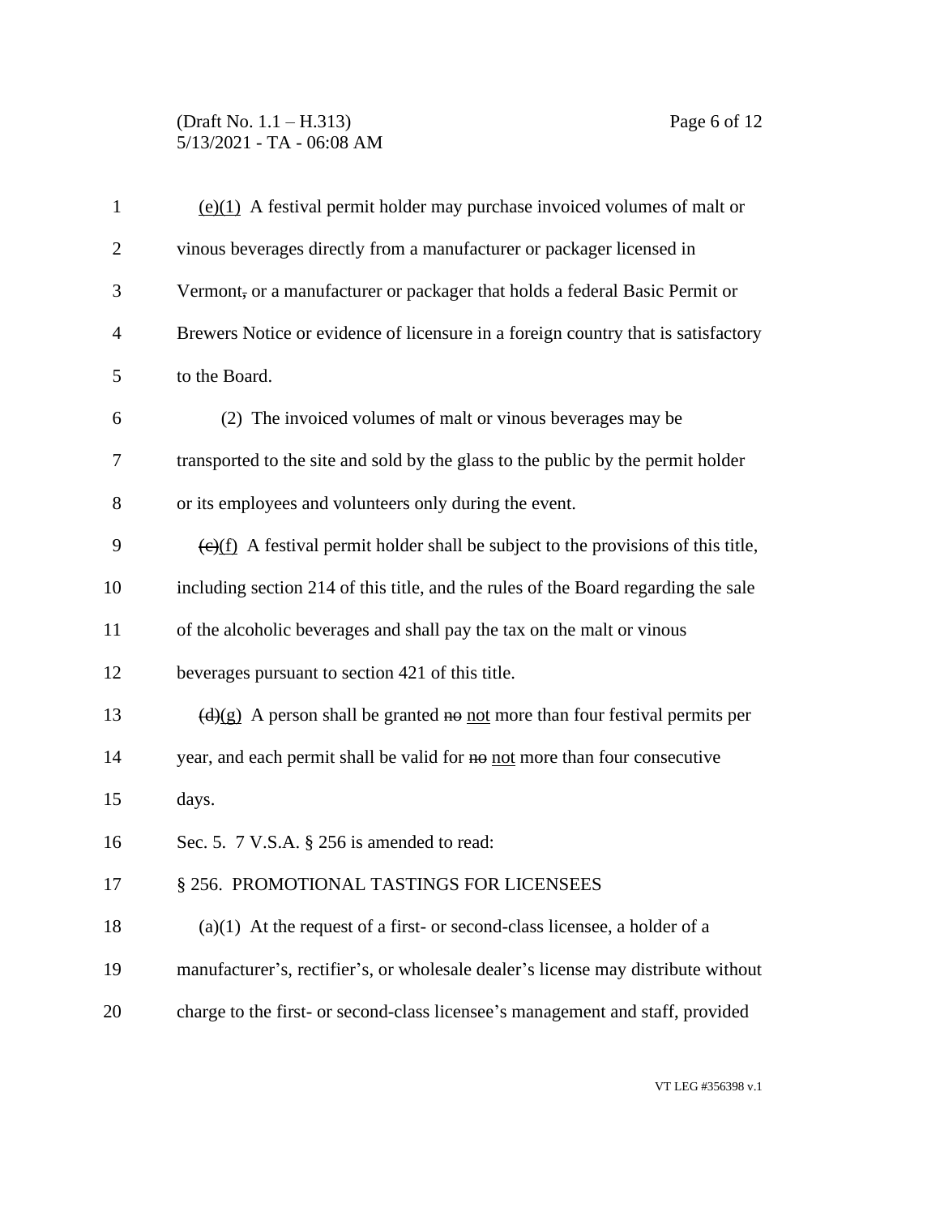(e)(1) A festival permit holder may purchase invoiced volumes of malt or vinous beverages directly from a manufacturer or packager licensed in Vermont, or a manufacturer or packager that holds a federal Basic Permit or Brewers Notice or evidence of licensure in a foreign country that is satisfactory to the Board.

(2) The invoiced volumes of malt or vinous beverages may be transported to the site and sold by the glass to the public by the permit holder or its employees and volunteers only during the event.

~~(e)~~(f) A festival permit holder shall be subject to the provisions of this title, including section 214 of this title, and the rules of the Board regarding the sale of the alcoholic beverages and shall pay the tax on the malt or vinous beverages pursuant to section 421 of this title.

~~(d)~~(g) A person shall be granted ~~no~~ not more than four festival permits per year, and each permit shall be valid for ~~no~~ not more than four consecutive days.

Sec. 5. 7 V.S.A. § 256 is amended to read:

§ 256. PROMOTIONAL TASTINGS FOR LICENSEES

(a)(1) At the request of a first- or second-class licensee, a holder of a manufacturer's, rectifier's, or wholesale dealer's license may distribute without charge to the first- or second-class licensee's management and staff, provided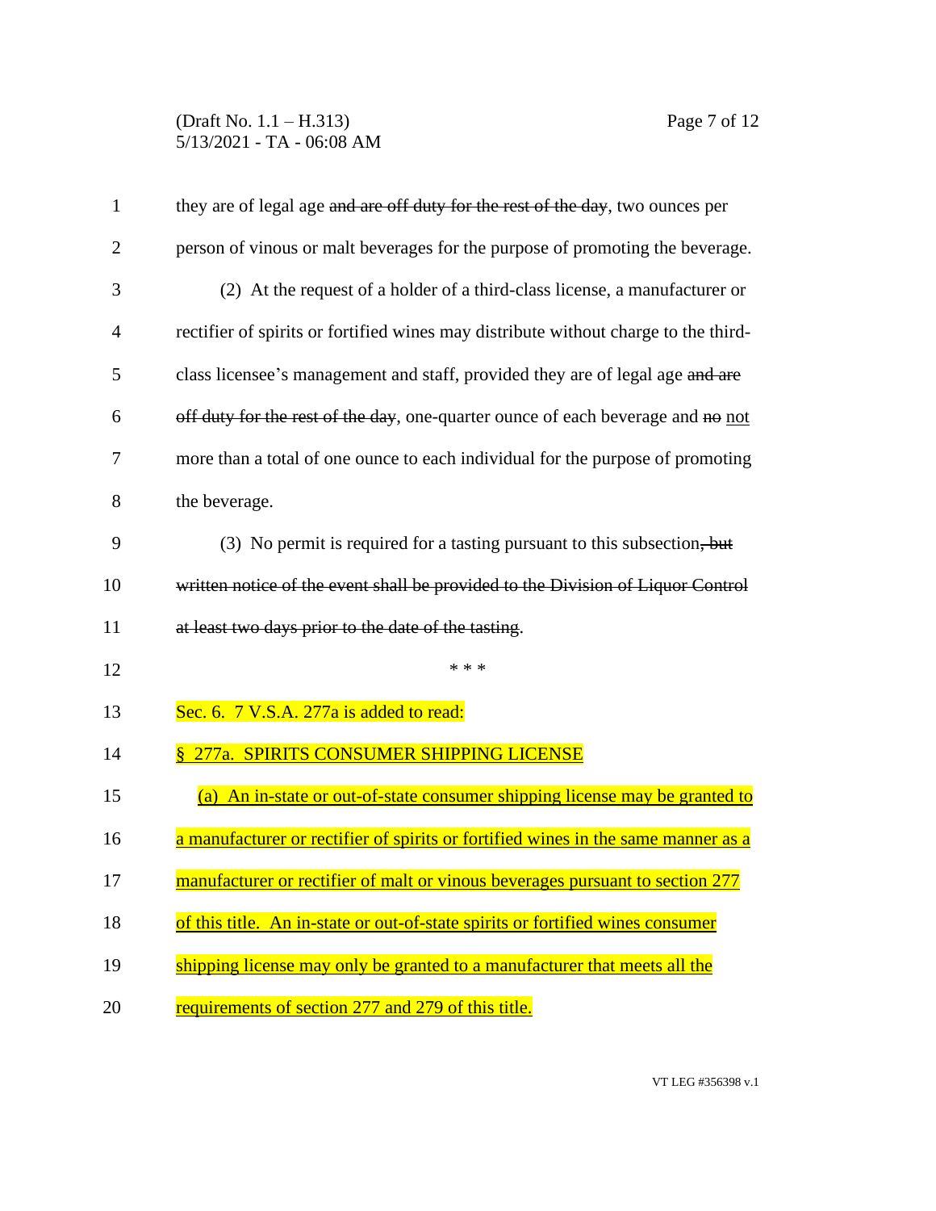they are of legal age ~~and are off duty for the rest of the day~~, two ounces per person of vinous or malt beverages for the purpose of promoting the beverage.

(2) At the request of a holder of a third-class license, a manufacturer or rectifier of spirits or fortified wines may distribute without charge to the third-class licensee's management and staff, provided they are of legal age ~~and are off duty for the rest of the day~~, one-quarter ounce of each beverage and ~~no~~ <u>not</u> more than a total of one ounce to each individual for the purpose of promoting the beverage.

(3) No permit is required for a tasting pursuant to this subsection~~, but written notice of the event shall be provided to the Division of Liquor Control at least two days prior to the date of the tasting~~.

\* \* \*

Sec. 6. 7 V.S.A. 277a is added to read:

<u>§ 277a. SPIRITS CONSUMER SHIPPING LICENSE</u>

<u>(a) An in-state or out-of-state consumer shipping license may be granted to a manufacturer or rectifier of spirits or fortified wines in the same manner as a manufacturer or rectifier of malt or vinous beverages pursuant to section 277 of this title. An in-state or out-of-state spirits or fortified wines consumer shipping license may only be granted to a manufacturer that meets all the requirements of section 277 and 279 of this title.</u>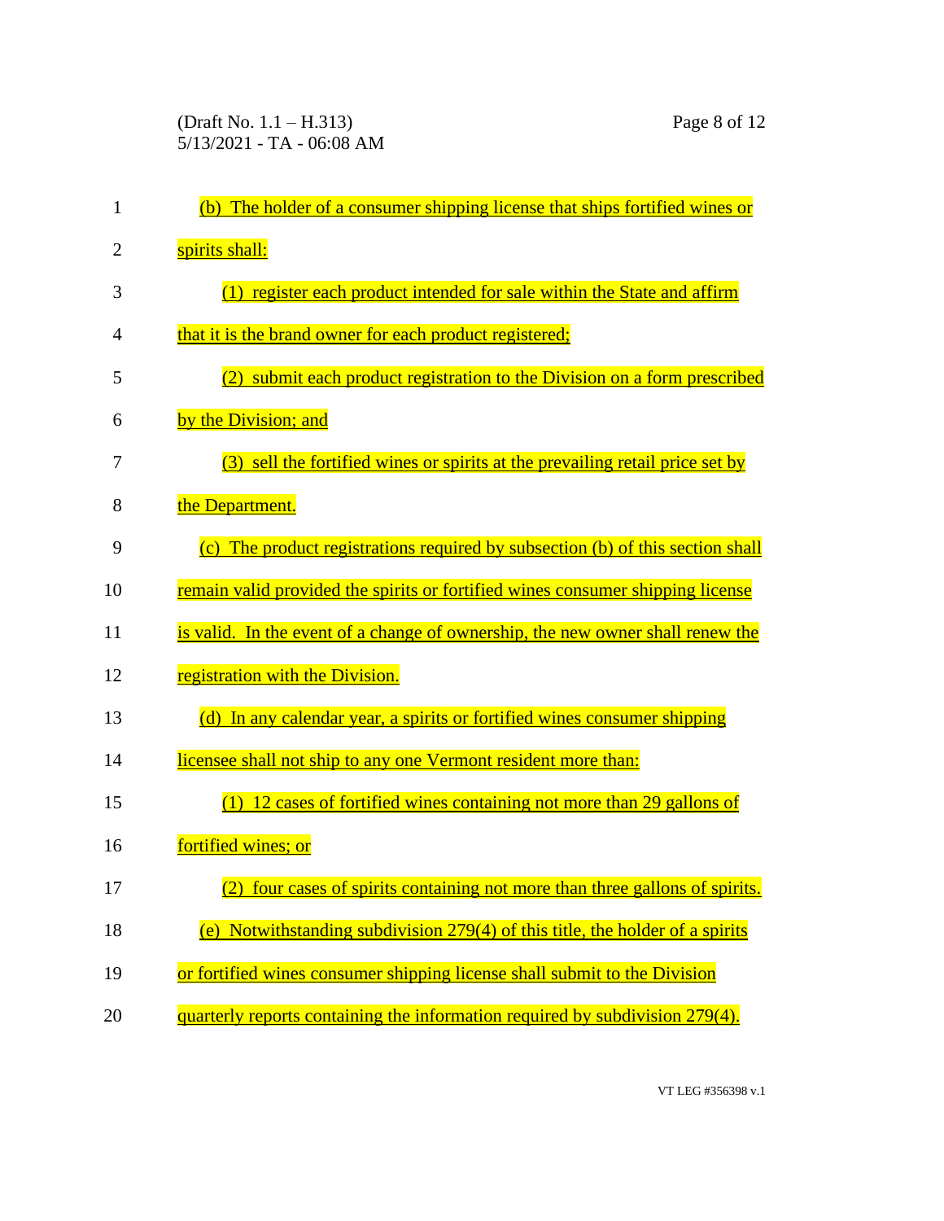(b) The holder of a consumer shipping license that ships fortified wines or spirits shall:

(1) register each product intended for sale within the State and affirm that it is the brand owner for each product registered;

(2) submit each product registration to the Division on a form prescribed by the Division; and

(3) sell the fortified wines or spirits at the prevailing retail price set by the Department.

(c) The product registrations required by subsection (b) of this section shall remain valid provided the spirits or fortified wines consumer shipping license is valid. In the event of a change of ownership, the new owner shall renew the registration with the Division.

(d) In any calendar year, a spirits or fortified wines consumer shipping licensee shall not ship to any one Vermont resident more than:

(1) 12 cases of fortified wines containing not more than 29 gallons of fortified wines; or

(2) four cases of spirits containing not more than three gallons of spirits.

(e) Notwithstanding subdivision 279(4) of this title, the holder of a spirits or fortified wines consumer shipping license shall submit to the Division quarterly reports containing the information required by subdivision 279(4).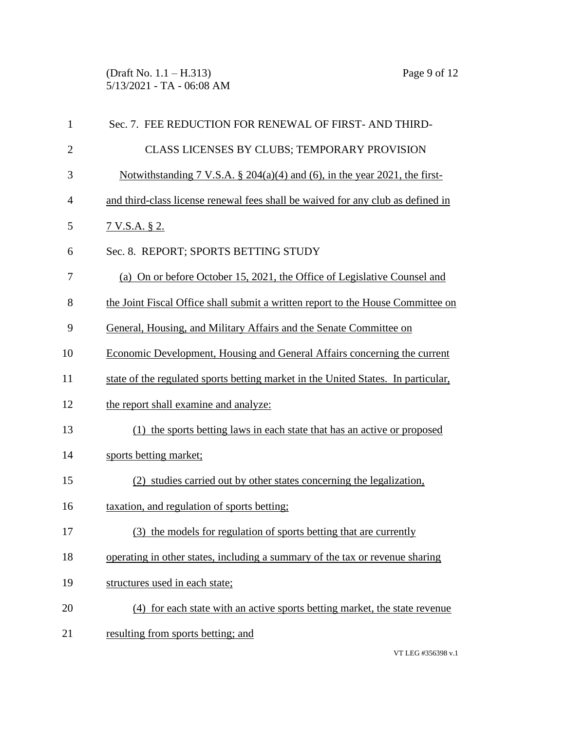Sec. 7. FEE REDUCTION FOR RENEWAL OF FIRST- AND THIRD-CLASS LICENSES BY CLUBS; TEMPORARY PROVISION

Notwithstanding 7 V.S.A. § 204(a)(4) and (6), in the year 2021, the first- and third-class license renewal fees shall be waived for any club as defined in 7 V.S.A. § 2.

Sec. 8. REPORT; SPORTS BETTING STUDY

(a) On or before October 15, 2021, the Office of Legislative Counsel and the Joint Fiscal Office shall submit a written report to the House Committee on General, Housing, and Military Affairs and the Senate Committee on Economic Development, Housing and General Affairs concerning the current state of the regulated sports betting market in the United States. In particular, the report shall examine and analyze:

(1) the sports betting laws in each state that has an active or proposed sports betting market;

(2) studies carried out by other states concerning the legalization, taxation, and regulation of sports betting;

(3) the models for regulation of sports betting that are currently operating in other states, including a summary of the tax or revenue sharing structures used in each state;

(4) for each state with an active sports betting market, the state revenue resulting from sports betting; and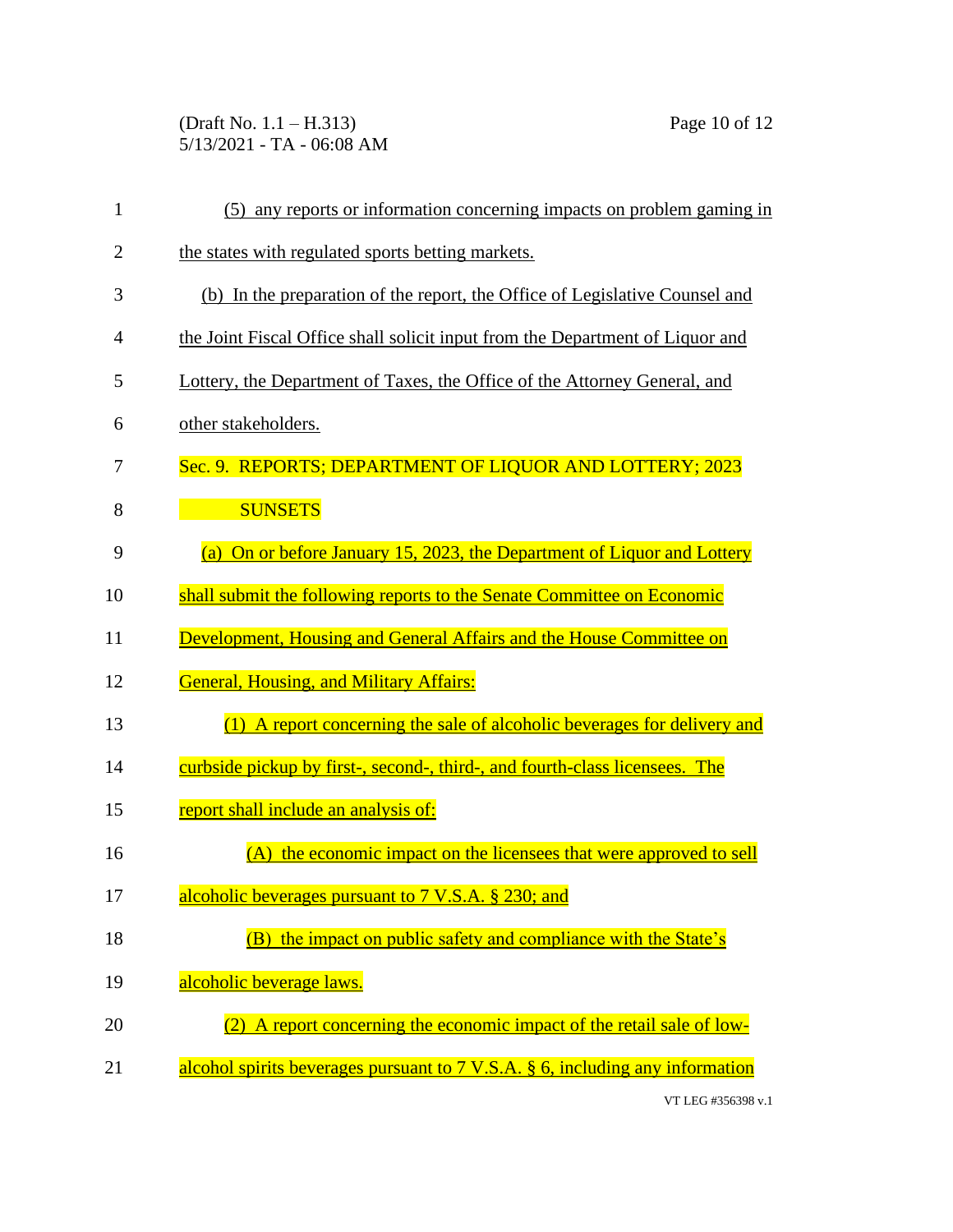(5) any reports or information concerning impacts on problem gaming in the states with regulated sports betting markets.

(b) In the preparation of the report, the Office of Legislative Counsel and the Joint Fiscal Office shall solicit input from the Department of Liquor and Lottery, the Department of Taxes, the Office of the Attorney General, and other stakeholders.

Sec. 9. REPORTS; DEPARTMENT OF LIQUOR AND LOTTERY; 2023 SUNSETS

(a) On or before January 15, 2023, the Department of Liquor and Lottery shall submit the following reports to the Senate Committee on Economic Development, Housing and General Affairs and the House Committee on General, Housing, and Military Affairs:

(1) A report concerning the sale of alcoholic beverages for delivery and curbside pickup by first-, second-, third-, and fourth-class licensees. The report shall include an analysis of:

(A) the economic impact on the licensees that were approved to sell alcoholic beverages pursuant to 7 V.S.A. § 230; and

(B) the impact on public safety and compliance with the State's alcoholic beverage laws.

(2) A report concerning the economic impact of the retail sale of low-alcohol spirits beverages pursuant to 7 V.S.A. § 6, including any information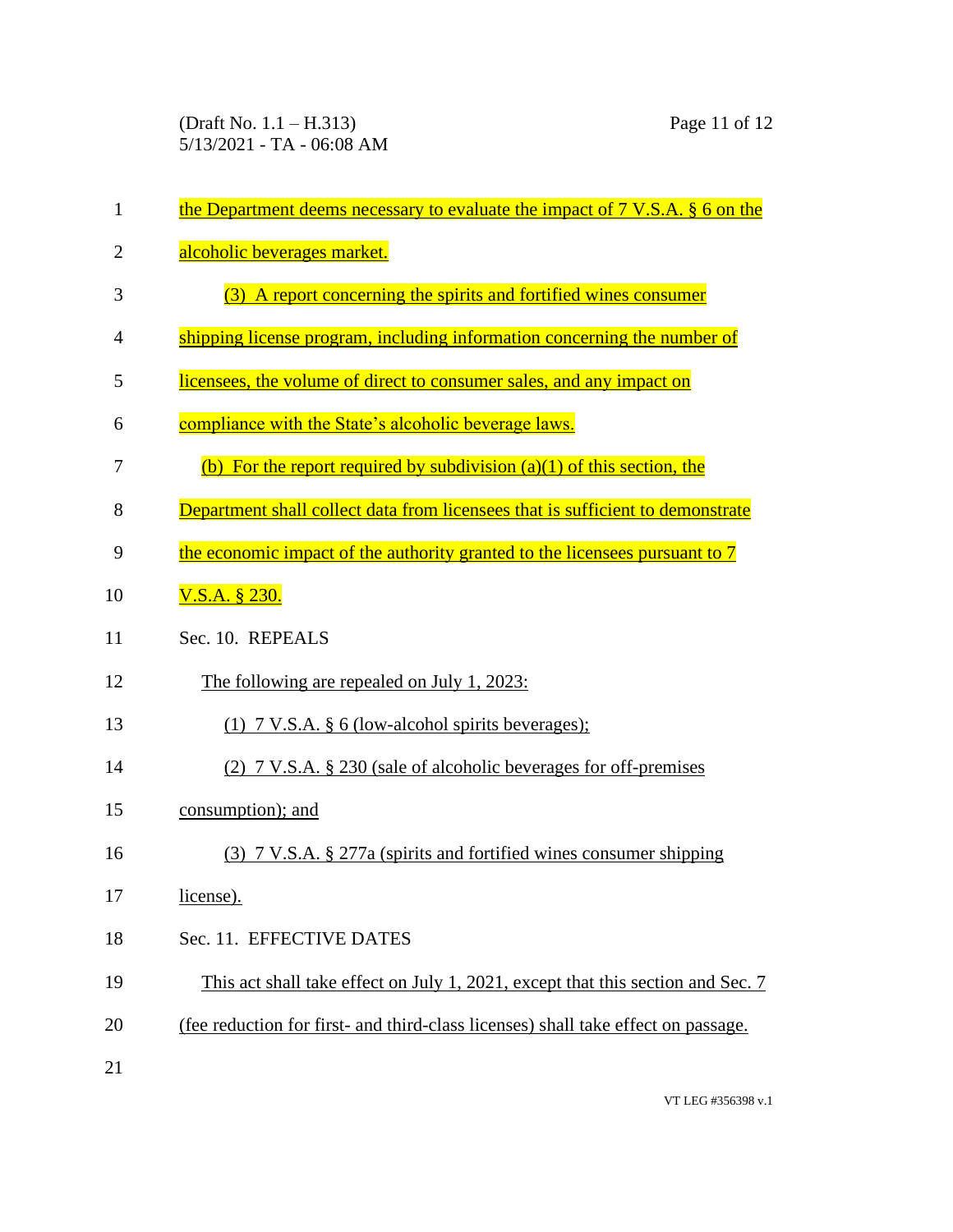the Department deems necessary to evaluate the impact of 7 V.S.A. § 6 on the alcoholic beverages market.

(3) A report concerning the spirits and fortified wines consumer shipping license program, including information concerning the number of licensees, the volume of direct to consumer sales, and any impact on compliance with the State's alcoholic beverage laws.

(b) For the report required by subdivision (a)(1) of this section, the Department shall collect data from licensees that is sufficient to demonstrate the economic impact of the authority granted to the licensees pursuant to 7 V.S.A. § 230.

Sec. 10. REPEALS

The following are repealed on July 1, 2023:

(1) 7 V.S.A. § 6 (low-alcohol spirits beverages);

(2) 7 V.S.A. § 230 (sale of alcoholic beverages for off-premises consumption); and

(3) 7 V.S.A. § 277a (spirits and fortified wines consumer shipping license).

Sec. 11. EFFECTIVE DATES

This act shall take effect on July 1, 2021, except that this section and Sec. 7 (fee reduction for first- and third-class licenses) shall take effect on passage.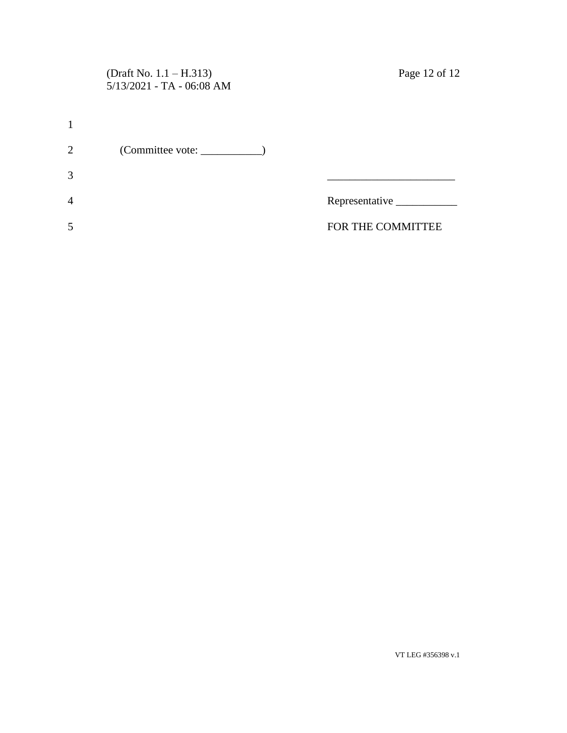(Committee vote: ___________)

_______________________

Representative ___________

FOR THE COMMITTEE